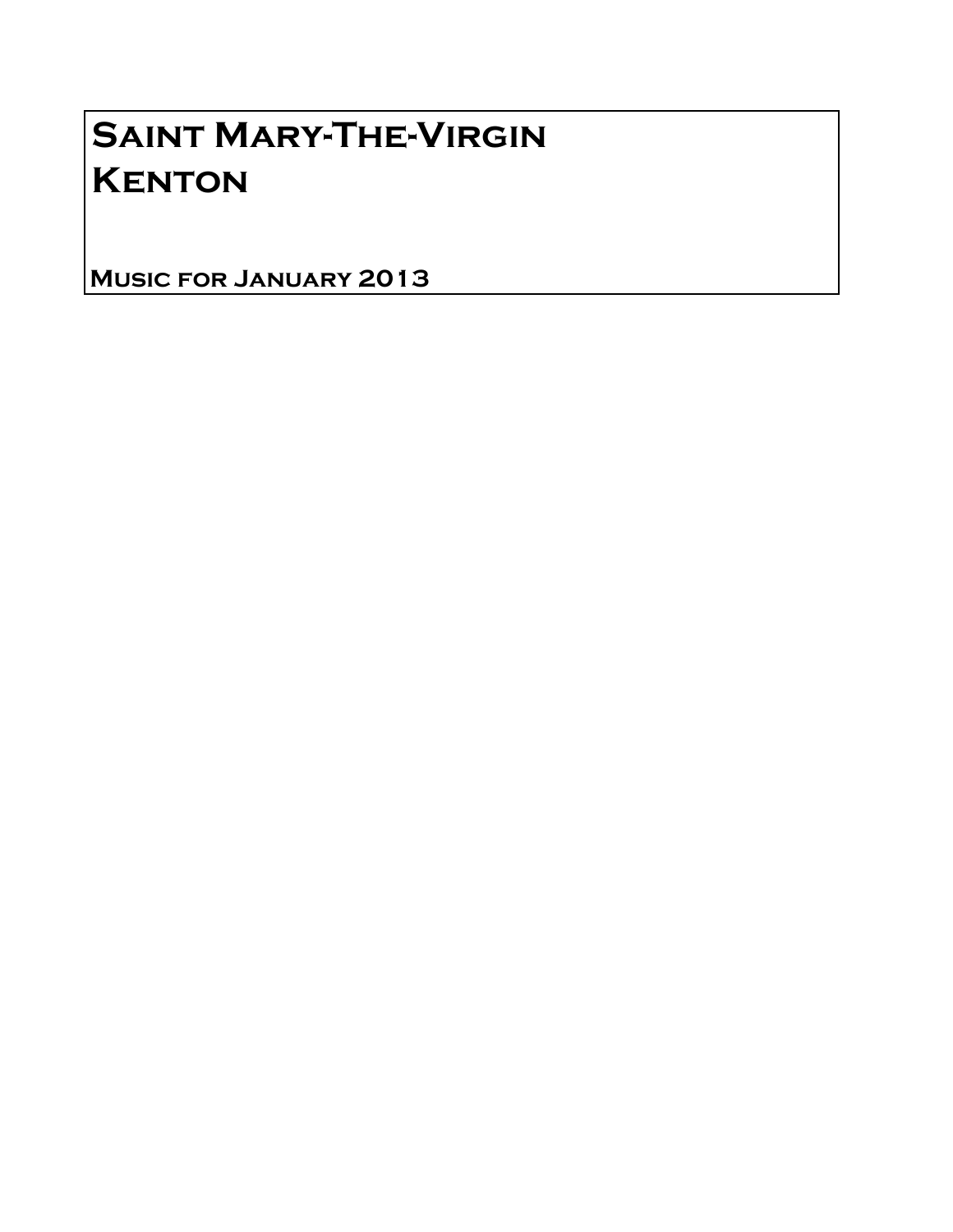# Saint Mary-The-Virgin
# Kenton

## Music for January 2013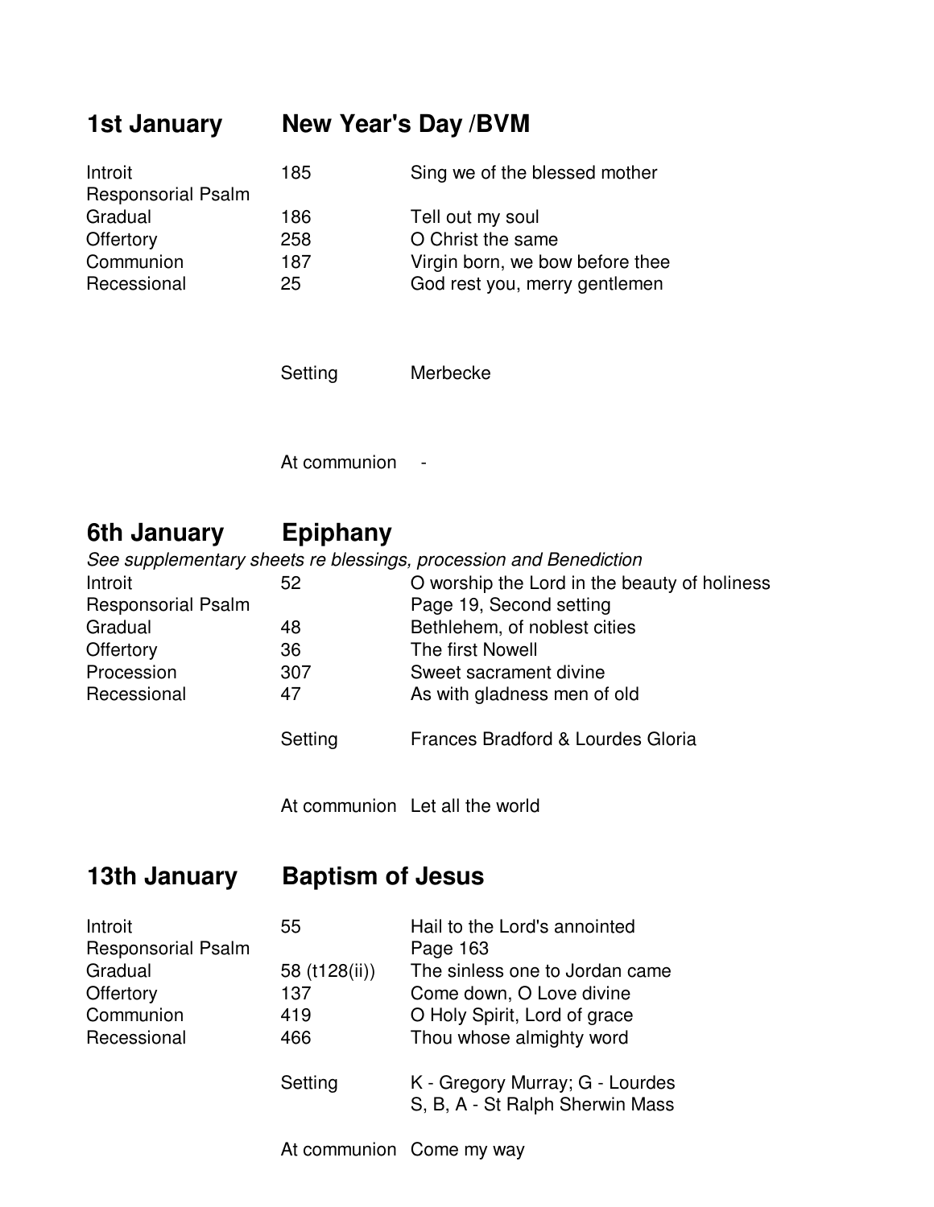## 1st January — New Year's Day /BVM

| | | |
|---|---|---|
| Introit | 185 | Sing we of the blessed mother |
| Responsorial Psalm | | |
| Gradual | 186 | Tell out my soul |
| Offertory | 258 | O Christ the same |
| Communion | 187 | Virgin born, we bow before thee |
| Recessional | 25 | God rest you, merry gentlemen |

Setting — Merbecke

At communion -

## 6th January — Epiphany

*See supplementary sheets re blessings, procession and Benediction*

| | | |
|---|---|---|
| Introit | 52 | O worship the Lord in the beauty of holiness |
| Responsorial Psalm | | Page 19, Second setting |
| Gradual | 48 | Bethlehem, of noblest cities |
| Offertory | 36 | The first Nowell |
| Procession | 307 | Sweet sacrament divine |
| Recessional | 47 | As with gladness men of old |

Setting — Frances Bradford & Lourdes Gloria

At communion — Let all the world

## 13th January — Baptism of Jesus

| | | |
|---|---|---|
| Introit | 55 | Hail to the Lord's annointed |
| Responsorial Psalm | | Page 163 |
| Gradual | 58 (t128(ii)) | The sinless one to Jordan came |
| Offertory | 137 | Come down, O Love divine |
| Communion | 419 | O Holy Spirit, Lord of grace |
| Recessional | 466 | Thou whose almighty word |

Setting — K - Gregory Murray; G - Lourdes
S, B, A - St Ralph Sherwin Mass

At communion — Come my way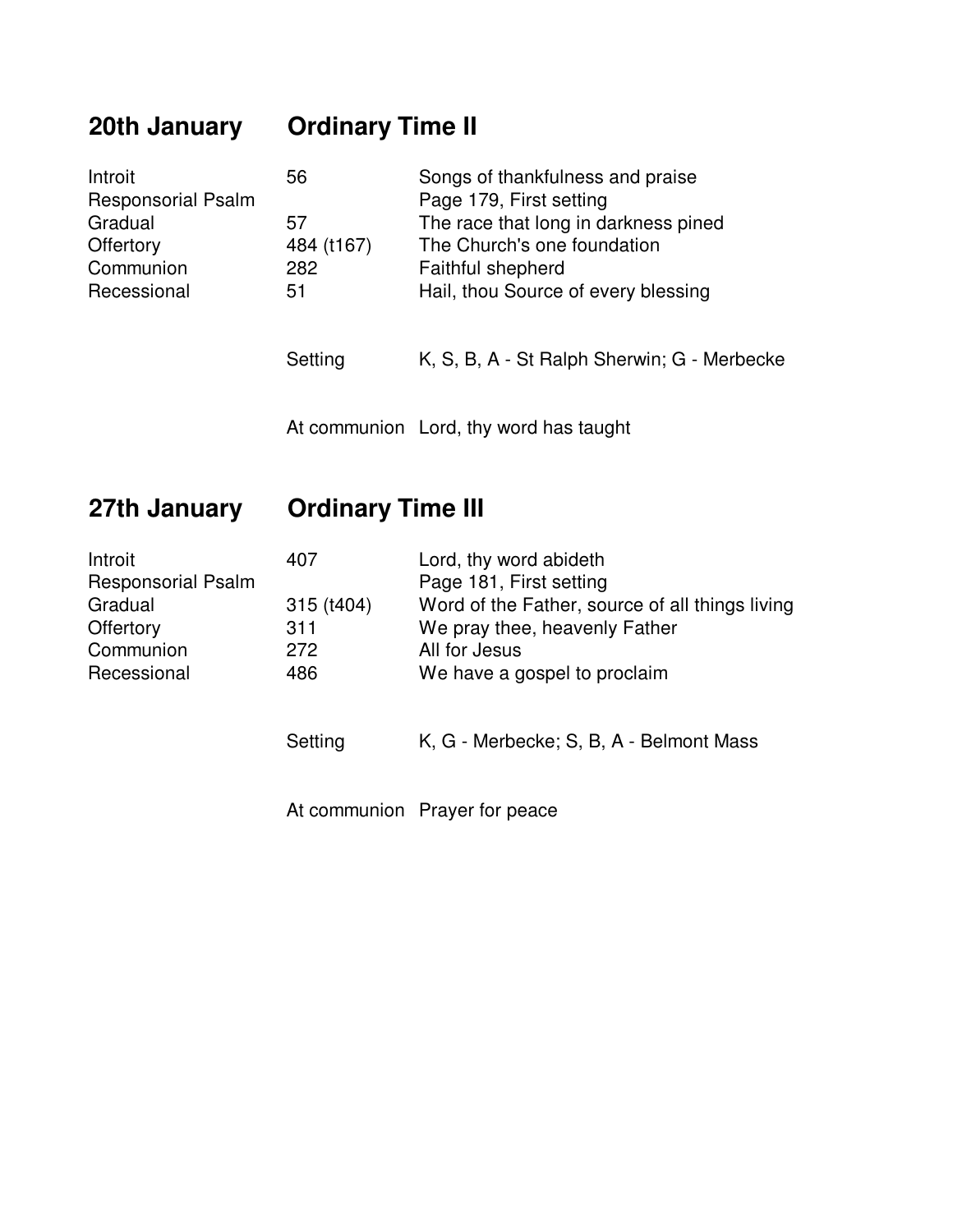## 20th January Ordinary Time II

| | | |
|---|---|---|
| Introit | 56 | Songs of thankfulness and praise |
| Responsorial Psalm | | Page 179, First setting |
| Gradual | 57 | The race that long in darkness pined |
| Offertory | 484 (t167) | The Church's one foundation |
| Communion | 282 | Faithful shepherd |
| Recessional | 51 | Hail, thou Source of every blessing |

Setting K, S, B, A - St Ralph Sherwin; G - Merbecke

At communion Lord, thy word has taught

## 27th January Ordinary Time III

| | | |
|---|---|---|
| Introit | 407 | Lord, thy word abideth |
| Responsorial Psalm | | Page 181, First setting |
| Gradual | 315 (t404) | Word of the Father, source of all things living |
| Offertory | 311 | We pray thee, heavenly Father |
| Communion | 272 | All for Jesus |
| Recessional | 486 | We have a gospel to proclaim |

Setting K, G - Merbecke; S, B, A - Belmont Mass

At communion Prayer for peace